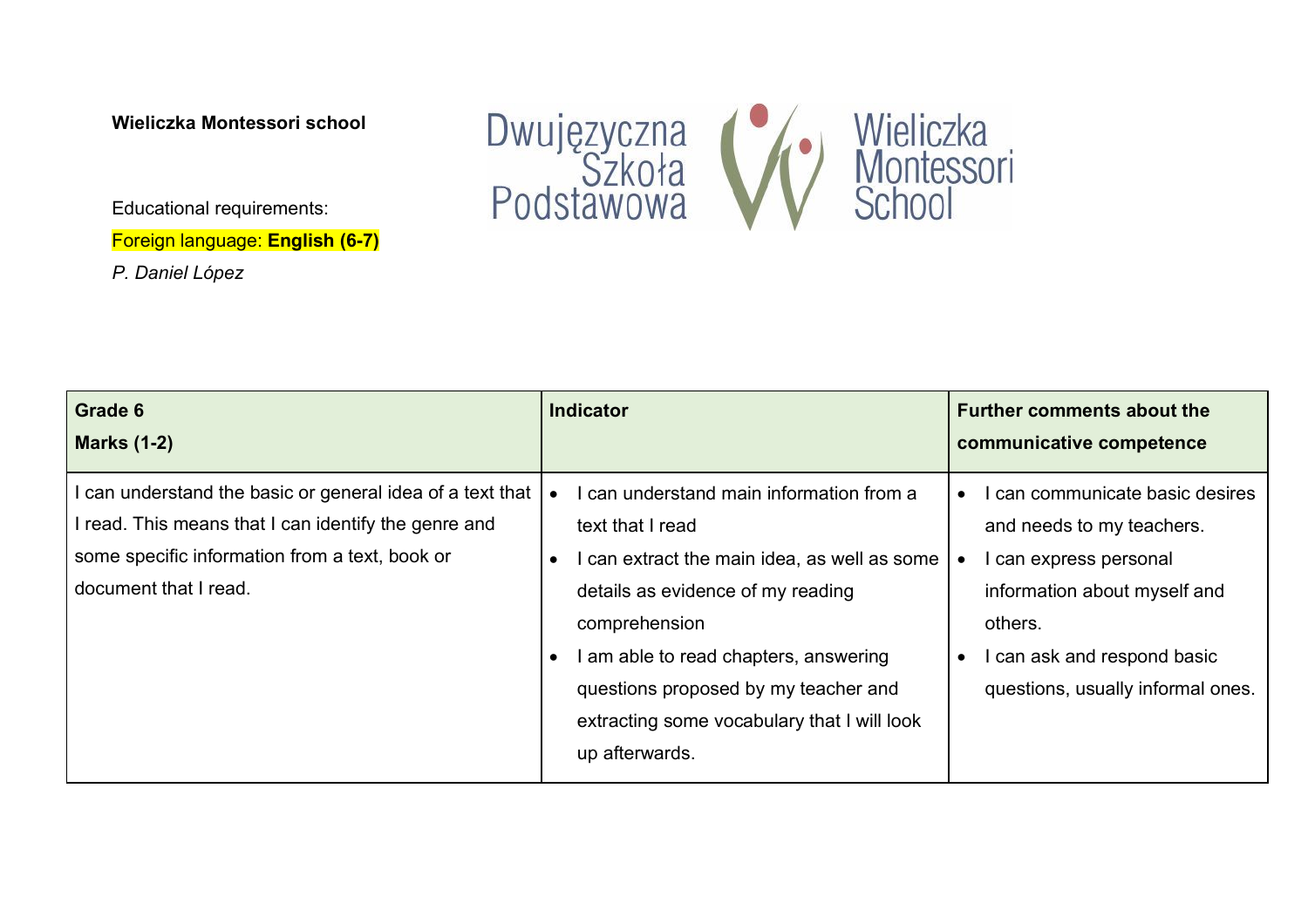**Wieliczka Montessori school**

Dwujęzyczna Szkoła Podstawowa Wieliczka Montessori School

Educational requirements:

Foreign language: **English (6-7)**

*P. Daniel López*

| **Grade 6**<br>**Marks (1-2)** | **Indicator** | **Further comments about the communicative competence** |
|---|---|---|
| I can understand the basic or general idea of a text that I read. This means that I can identify the genre and some specific information from a text, book or document that I read. | • I can understand main information from a text that I read<br>• I can extract the main idea, as well as some details as evidence of my reading comprehension<br>• I am able to read chapters, answering questions proposed by my teacher and extracting some vocabulary that I will look up afterwards. | • I can communicate basic desires and needs to my teachers.<br>• I can express personal information about myself and others.<br>• I can ask and respond basic questions, usually informal ones. |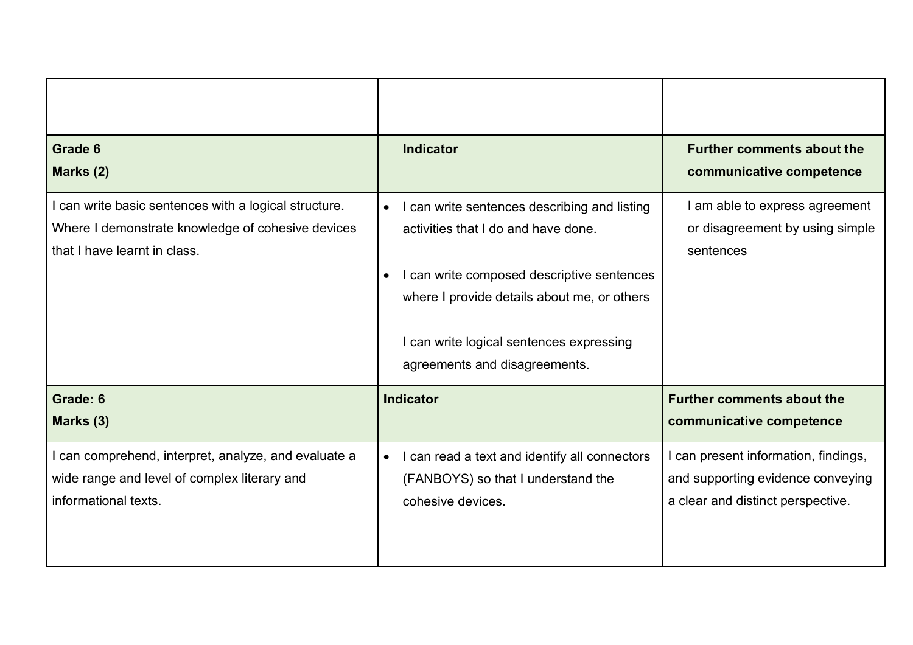| | | |
|---|---|---|
| **Grade 6**<br>**Marks (2)** | **Indicator** | **Further comments about the communicative competence** |
| I can write basic sentences with a logical structure. Where I demonstrate knowledge of cohesive devices that I have learnt in class. | • I can write sentences describing and listing activities that I do and have done.<br><br>• I can write composed descriptive sentences where I provide details about me, or others<br><br>I can write logical sentences expressing agreements and disagreements. | I am able to express agreement or disagreement by using simple sentences |
| **Grade: 6**<br>**Marks (3)** | **Indicator** | **Further comments about the communicative competence** |
| I can comprehend, interpret, analyze, and evaluate a wide range and level of complex literary and informational texts. | • I can read a text and identify all connectors (FANBOYS) so that I understand the cohesive devices. | I can present information, findings, and supporting evidence conveying a clear and distinct perspective. |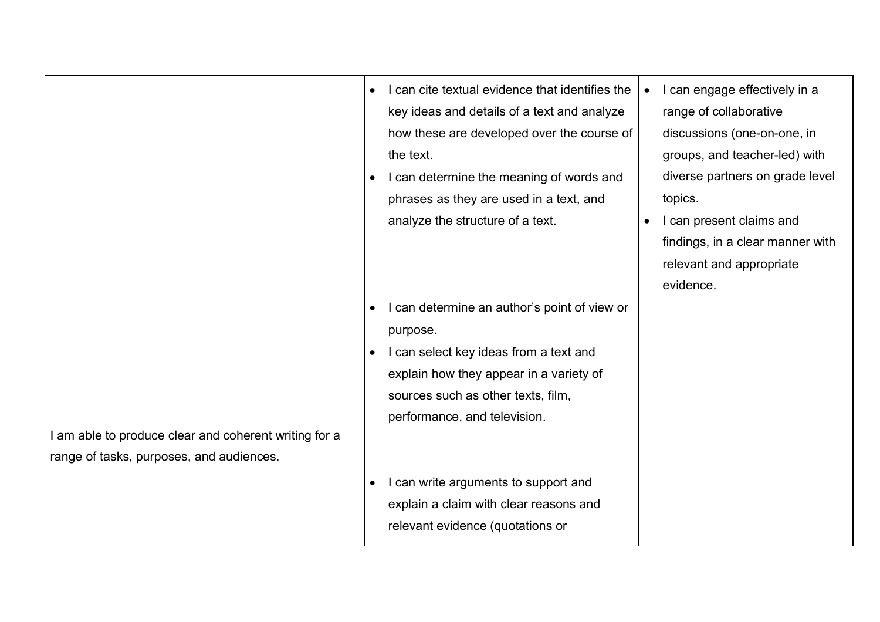| | | |
|---|---|---|
| I am able to produce clear and coherent writing for a range of tasks, purposes, and audiences. | • I can cite textual evidence that identifies the key ideas and details of a text and analyze how these are developed over the course of the text.<br>• I can determine the meaning of words and phrases as they are used in a text, and analyze the structure of a text.<br><br>• I can determine an author's point of view or purpose.<br>• I can select key ideas from a text and explain how they appear in a variety of sources such as other texts, film, performance, and television.<br><br>• I can write arguments to support and explain a claim with clear reasons and relevant evidence (quotations or | • I can engage effectively in a range of collaborative discussions (one-on-one, in groups, and teacher-led) with diverse partners on grade level topics.<br>• I can present claims and findings, in a clear manner with relevant and appropriate evidence. |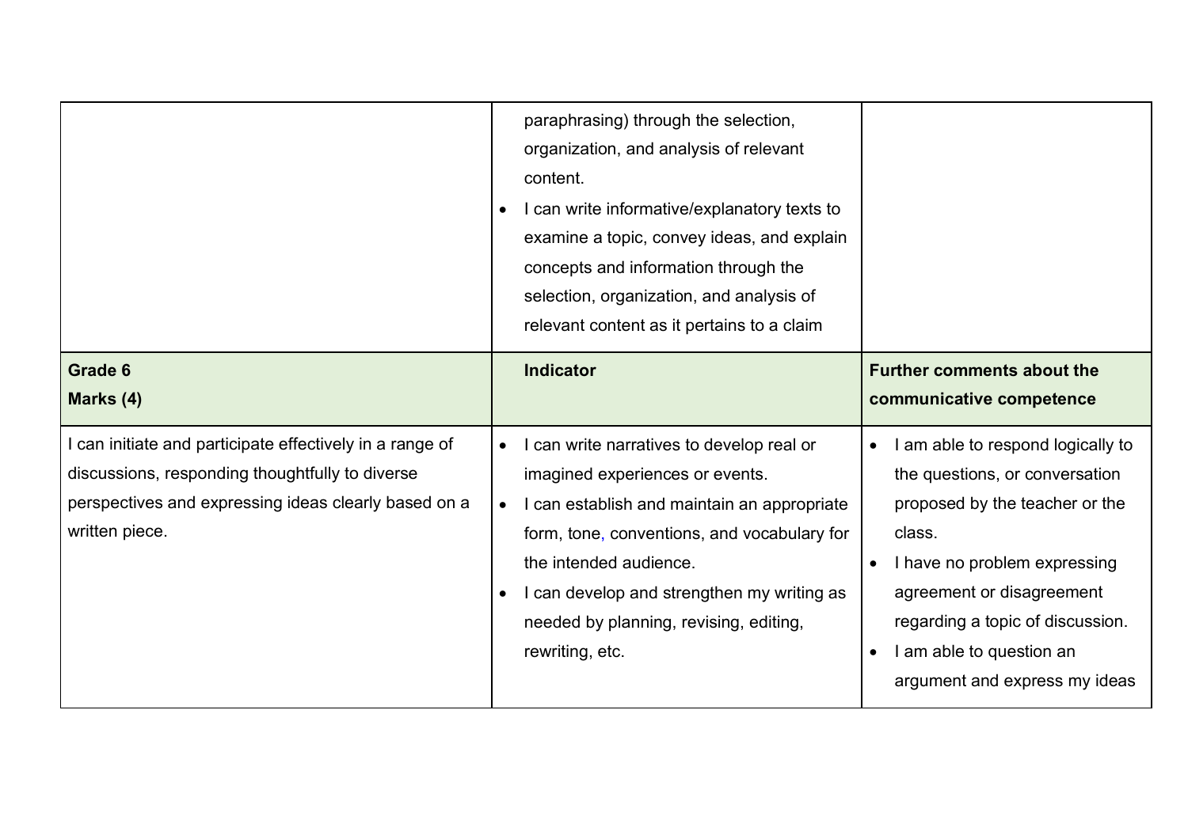| | | |
|---|---|---|
| | paraphrasing) through the selection, organization, and analysis of relevant content.<br>• I can write informative/explanatory texts to examine a topic, convey ideas, and explain concepts and information through the selection, organization, and analysis of relevant content as it pertains to a claim | |
| **Grade 6**<br>**Marks (4)** | **Indicator** | **Further comments about the communicative competence** |
| I can initiate and participate effectively in a range of discussions, responding thoughtfully to diverse perspectives and expressing ideas clearly based on a written piece. | • I can write narratives to develop real or imagined experiences or events.<br>• I can establish and maintain an appropriate form, tone, conventions, and vocabulary for the intended audience.<br>• I can develop and strengthen my writing as needed by planning, revising, editing, rewriting, etc. | • I am able to respond logically to the questions, or conversation proposed by the teacher or the class.<br>• I have no problem expressing agreement or disagreement regarding a topic of discussion.<br>• I am able to question an argument and express my ideas |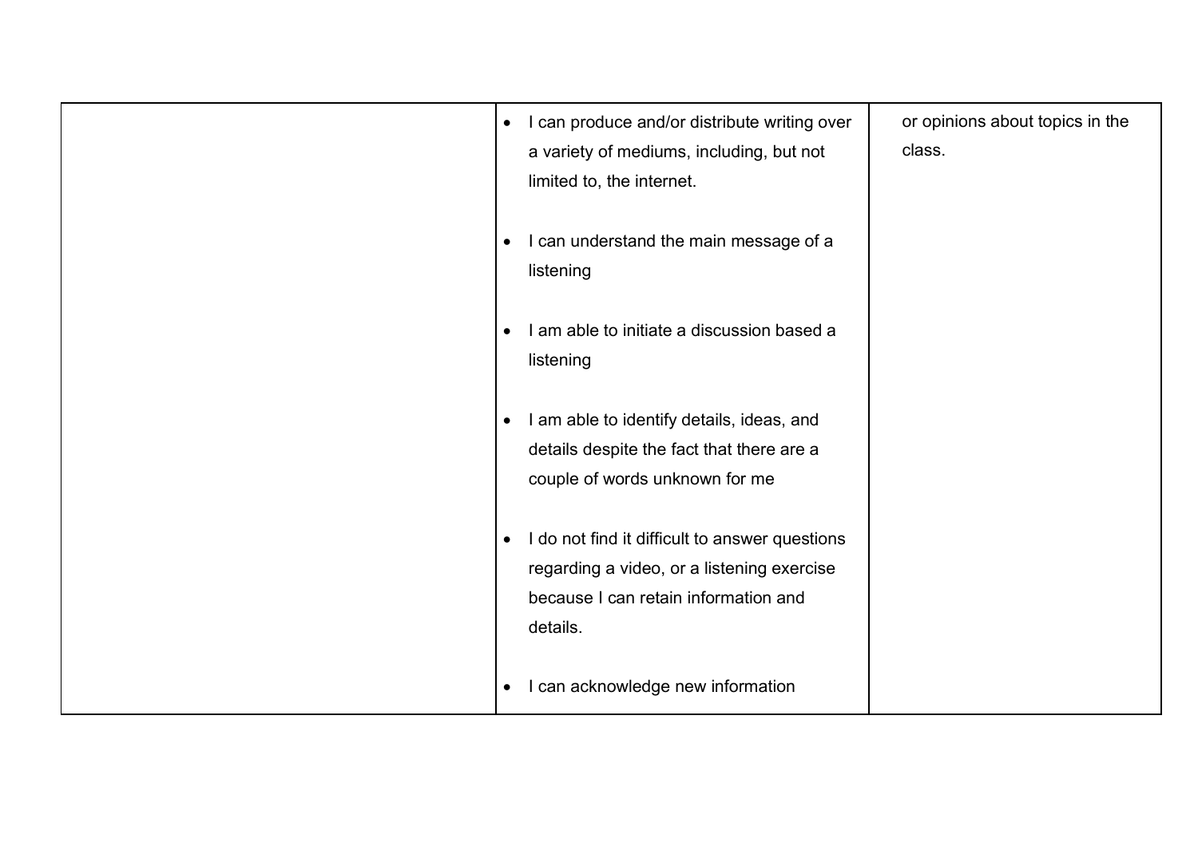|  |  |  |
|---|---|---|
|  | • I can produce and/or distribute writing over a variety of mediums, including, but not limited to, the internet.<br><br>• I can understand the main message of a listening<br><br>• I am able to initiate a discussion based a listening<br><br>• I am able to identify details, ideas, and details despite the fact that there are a couple of words unknown for me<br><br>• I do not find it difficult to answer questions regarding a video, or a listening exercise because I can retain information and details.<br><br>• I can acknowledge new information | or opinions about topics in the class. |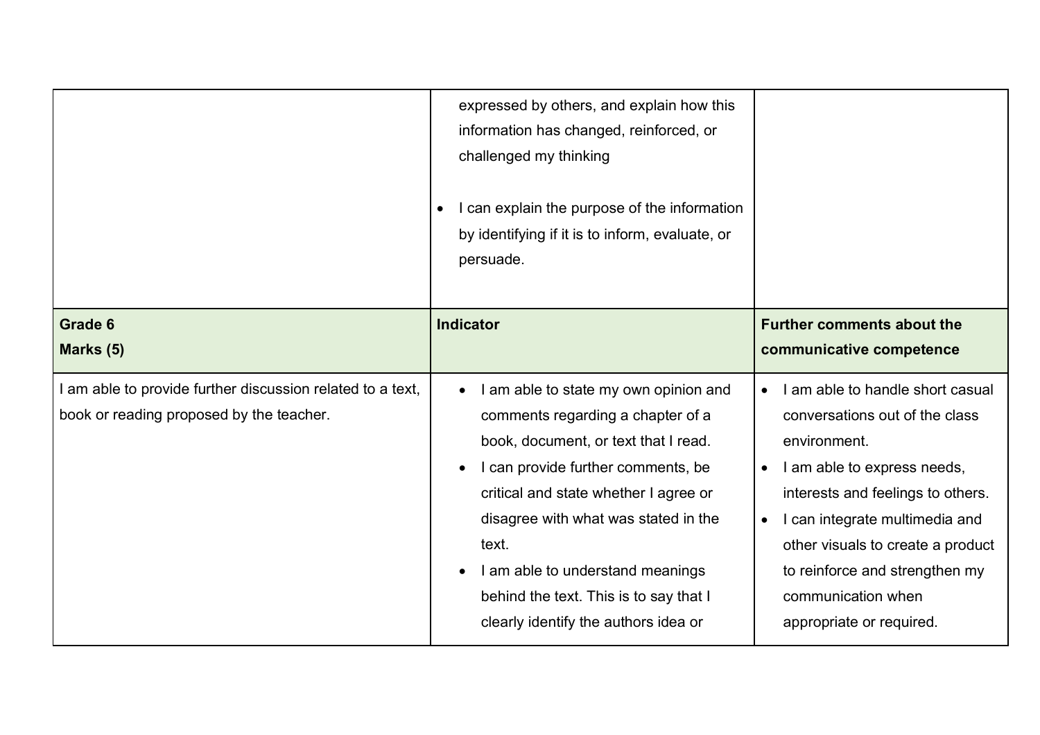| | | |
|---|---|---|
| | expressed by others, and explain how this information has changed, reinforced, or challenged my thinking<br><br>• I can explain the purpose of the information by identifying if it is to inform, evaluate, or persuade. | |
| **Grade 6**<br>**Marks (5)** | **Indicator** | **Further comments about the communicative competence** |
| I am able to provide further discussion related to a text, book or reading proposed by the teacher. | • I am able to state my own opinion and comments regarding a chapter of a book, document, or text that I read.<br>• I can provide further comments, be critical and state whether I agree or disagree with what was stated in the text.<br>• I am able to understand meanings behind the text. This is to say that I clearly identify the authors idea or | • I am able to handle short casual conversations out of the class environment.<br>• I am able to express needs, interests and feelings to others.<br>• I can integrate multimedia and other visuals to create a product to reinforce and strengthen my communication when appropriate or required. |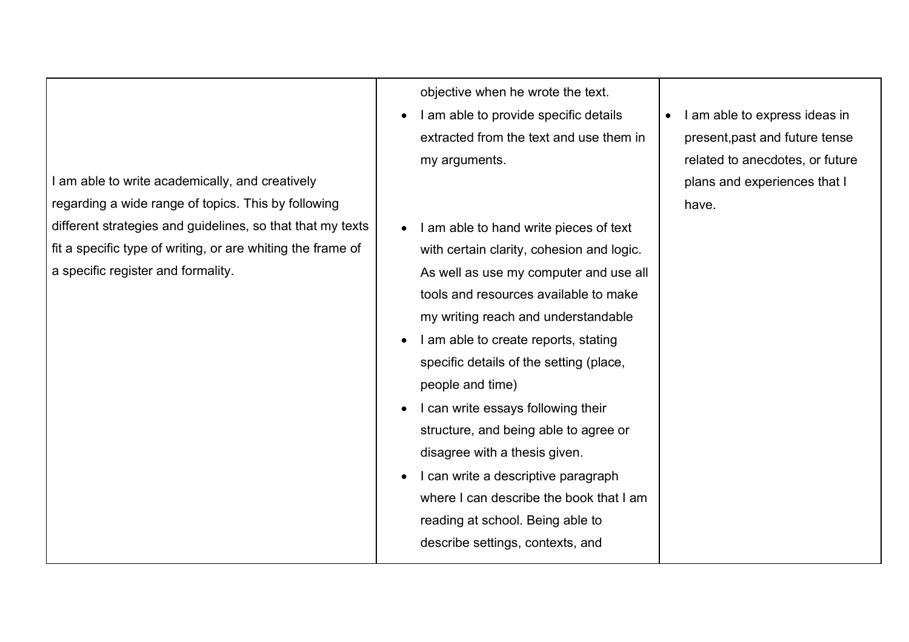| | | |
|---|---|---|
| I am able to write academically, and creatively regarding a wide range of topics. This by following different strategies and guidelines, so that my texts fit a specific type of writing, or are whiting the frame of a specific register and formality. | objective when he wrote the text.<br>• I am able to provide specific details extracted from the text and use them in my arguments.<br><br>• I am able to hand write pieces of text with certain clarity, cohesion and logic. As well as use my computer and use all tools and resources available to make my writing reach and understandable<br>• I am able to create reports, stating specific details of the setting (place, people and time)<br>• I can write essays following their structure, and being able to agree or disagree with a thesis given.<br>• I can write a descriptive paragraph where I can describe the book that I am reading at school. Being able to describe settings, contexts, and | • I am able to express ideas in present,past and future tense related to anecdotes, or future plans and experiences that I have. |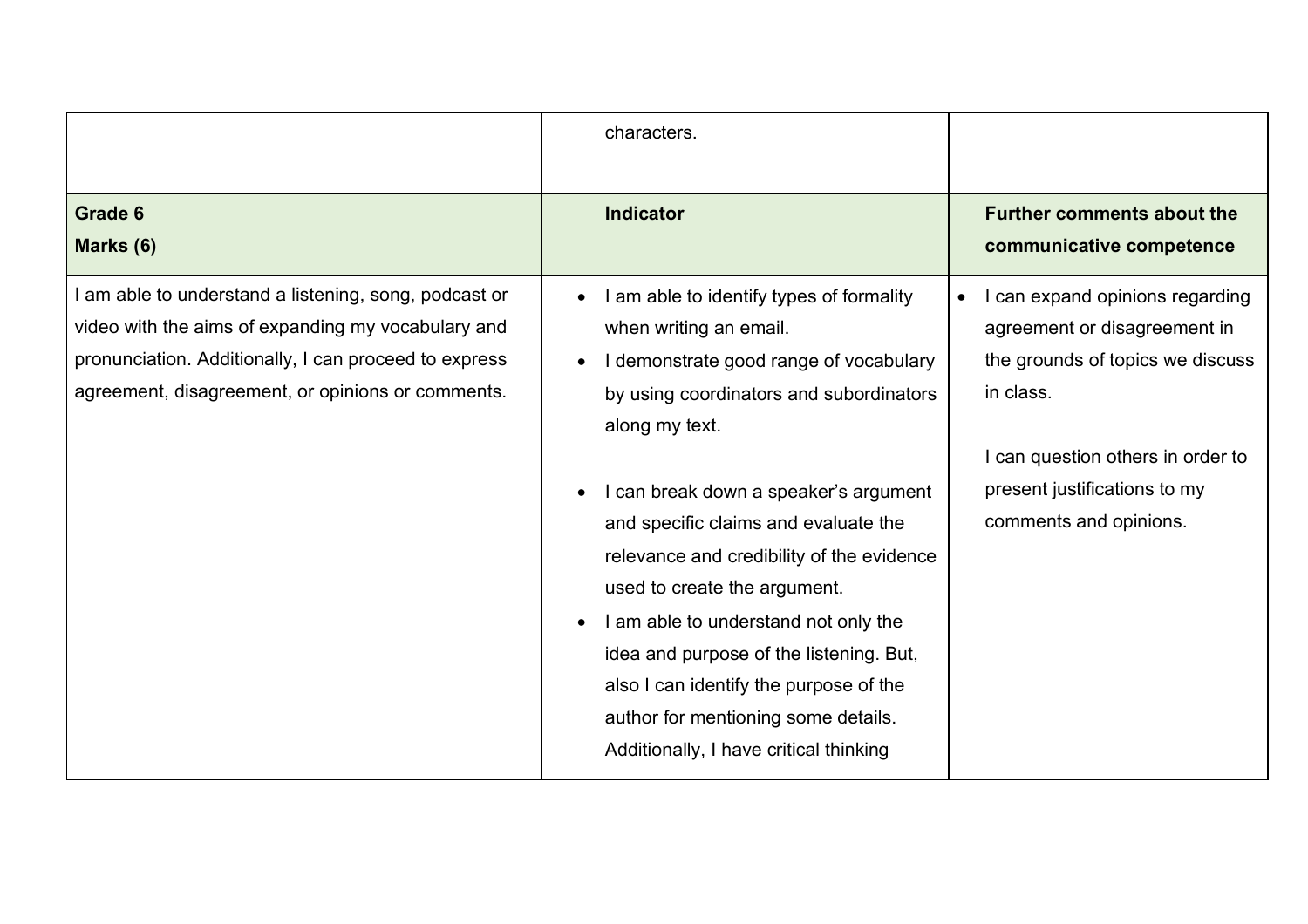| | | |
|---|---|---|
| | characters. | |
| **Grade 6**<br>**Marks (6)** | **Indicator** | **Further comments about the communicative competence** |
| I am able to understand a listening, song, podcast or video with the aims of expanding my vocabulary and pronunciation. Additionally, I can proceed to express agreement, disagreement, or opinions or comments. | • I am able to identify types of formality when writing an email.<br>• I demonstrate good range of vocabulary by using coordinators and subordinators along my text.<br><br>• I can break down a speaker's argument and specific claims and evaluate the relevance and credibility of the evidence used to create the argument.<br>• I am able to understand not only the idea and purpose of the listening. But, also I can identify the purpose of the author for mentioning some details. Additionally, I have critical thinking | • I can expand opinions regarding agreement or disagreement in the grounds of topics we discuss in class.<br><br>I can question others in order to present justifications to my comments and opinions. |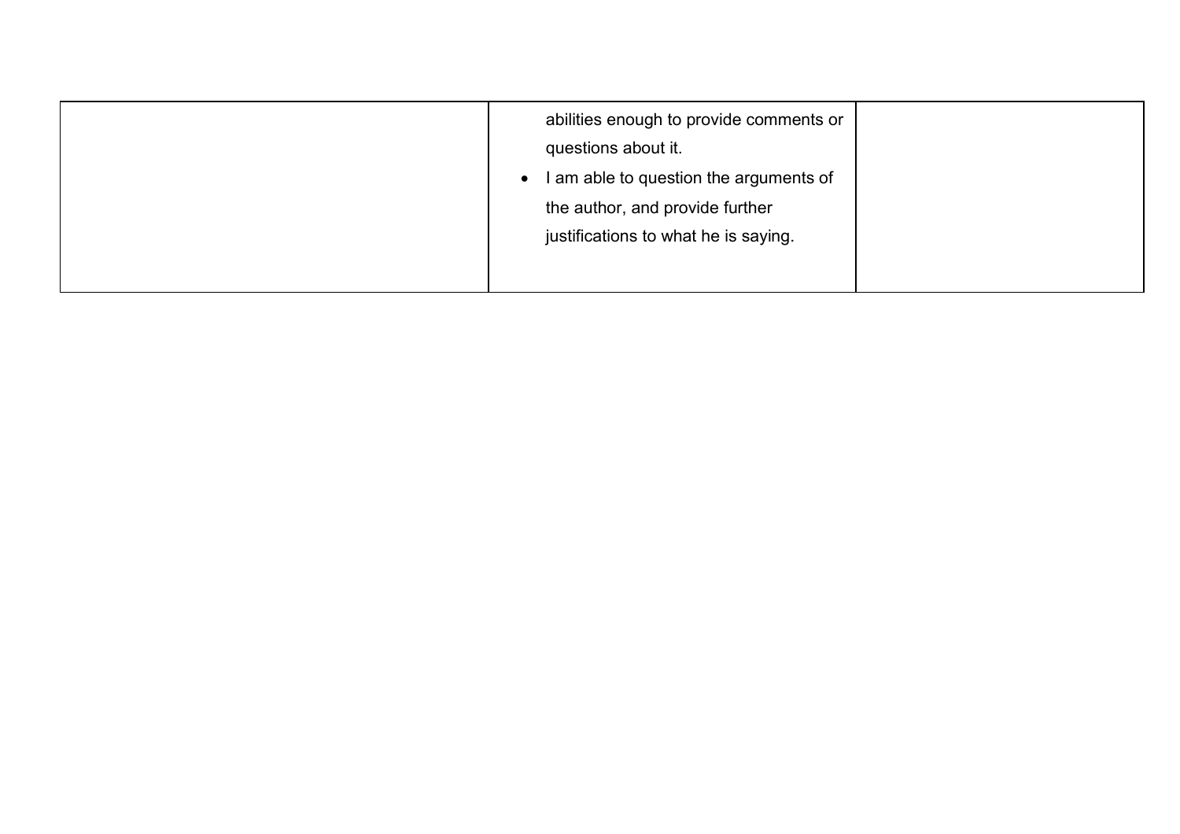|  |  |  |
| --- | --- | --- |
|  | abilities enough to provide comments or questions about it.<br>• I am able to question the arguments of the author, and provide further justifications to what he is saying. |  |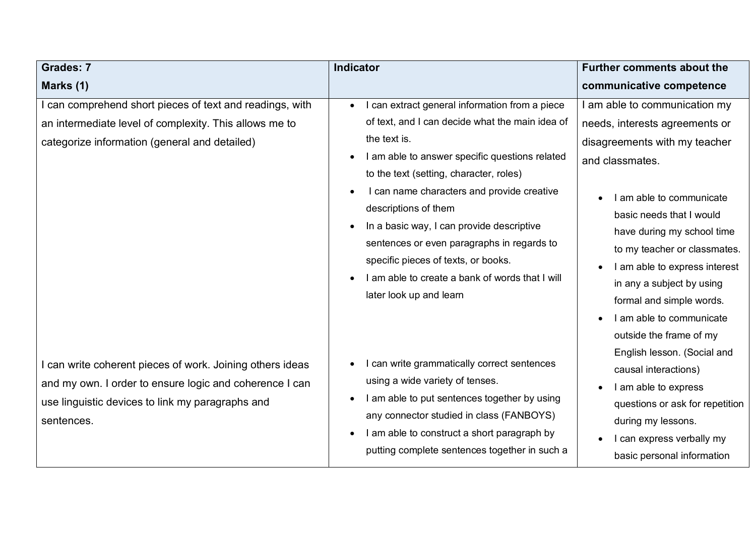| Grades: 7<br>Marks (1) | Indicator | Further comments about the communicative competence |
|---|---|---|
| I can comprehend short pieces of text and readings, with an intermediate level of complexity. This allows me to categorize information (general and detailed)<br><br>I can write coherent pieces of work. Joining others ideas and my own. I order to ensure logic and coherence I can use linguistic devices to link my paragraphs and sentences. | • I can extract general information from a piece of text, and I can decide what the main idea of the text is.<br>• I am able to answer specific questions related to the text (setting, character, roles)<br>• I can name characters and provide creative descriptions of them<br>• In a basic way, I can provide descriptive sentences or even paragraphs in regards to specific pieces of texts, or books.<br>• I am able to create a bank of words that I will later look up and learn<br><br>• I can write grammatically correct sentences using a wide variety of tenses.<br>• I am able to put sentences together by using any connector studied in class (FANBOYS)<br>• I am able to construct a short paragraph by putting complete sentences together in such a | I am able to communication my needs, interests agreements or disagreements with my teacher and classmates.<br><br>• I am able to communicate basic needs that I would have during my school time to my teacher or classmates.<br>• I am able to express interest in any a subject by using formal and simple words.<br>• I am able to communicate outside the frame of my English lesson. (Social and causal interactions)<br>• I am able to express questions or ask for repetition during my lessons.<br>• I can express verbally my basic personal information |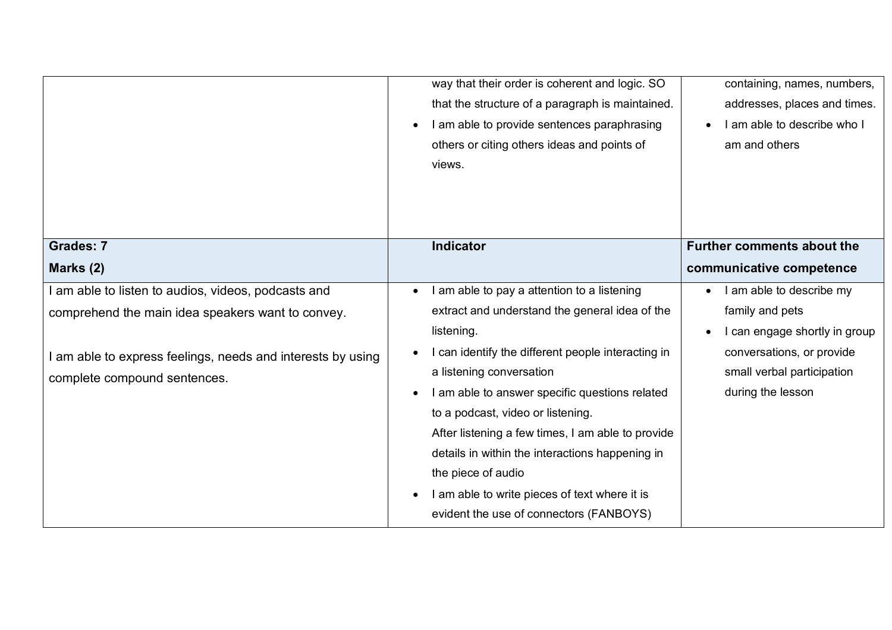| | | |
|---|---|---|
| | way that their order is coherent and logic. SO that the structure of a paragraph is maintained.<br>• I am able to provide sentences paraphrasing others or citing others ideas and points of views. | containing, names, numbers, addresses, places and times.<br>• I am able to describe who I am and others |
| **Grades: 7**<br>**Marks (2)** | **Indicator** | **Further comments about the communicative competence** |
| I am able to listen to audios, videos, podcasts and comprehend the main idea speakers want to convey.<br><br>I am able to express feelings, needs and interests by using complete compound sentences. | • I am able to pay a attention to a listening extract and understand the general idea of the listening.<br>• I can identify the different people interacting in a listening conversation<br>• I am able to answer specific questions related to a podcast, video or listening.<br>After listening a few times, I am able to provide details in within the interactions happening in the piece of audio<br>• I am able to write pieces of text where it is evident the use of connectors (FANBOYS) | • I am able to describe my family and pets<br>• I can engage shortly in group conversations, or provide small verbal participation during the lesson |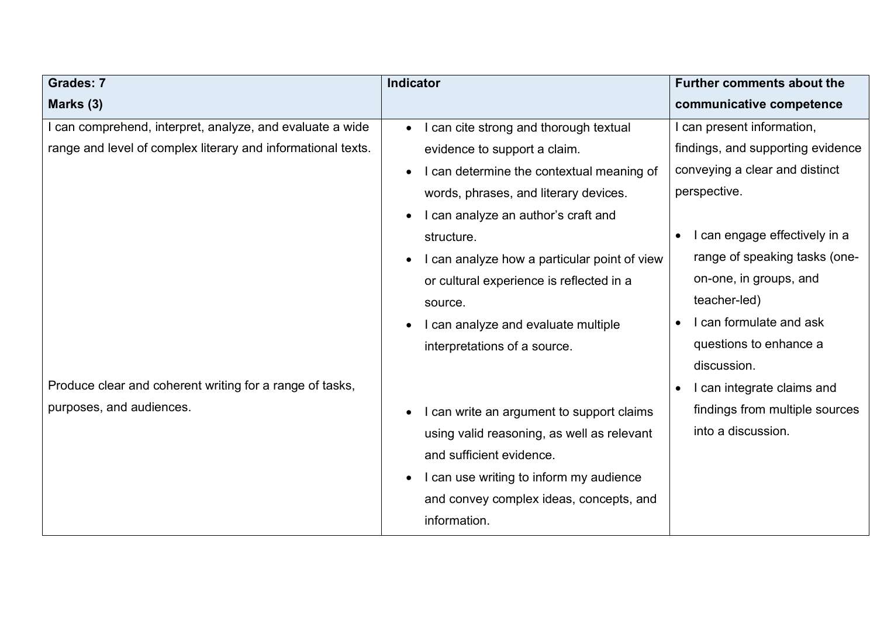| Grades: 7<br>Marks (3) | Indicator | Further comments about the communicative competence |
|---|---|---|
| I can comprehend, interpret, analyze, and evaluate a wide range and level of complex literary and informational texts.<br><br>Produce clear and coherent writing for a range of tasks, purposes, and audiences. | • I can cite strong and thorough textual evidence to support a claim.<br>• I can determine the contextual meaning of words, phrases, and literary devices.<br>• I can analyze an author's craft and structure.<br>• I can analyze how a particular point of view or cultural experience is reflected in a source.<br>• I can analyze and evaluate multiple interpretations of a source.<br><br>• I can write an argument to support claims using valid reasoning, as well as relevant and sufficient evidence.<br>• I can use writing to inform my audience and convey complex ideas, concepts, and information. | I can present information, findings, and supporting evidence conveying a clear and distinct perspective.<br><br>• I can engage effectively in a range of speaking tasks (one-on-one, in groups, and teacher-led)<br>• I can formulate and ask questions to enhance a discussion.<br>• I can integrate claims and findings from multiple sources into a discussion. |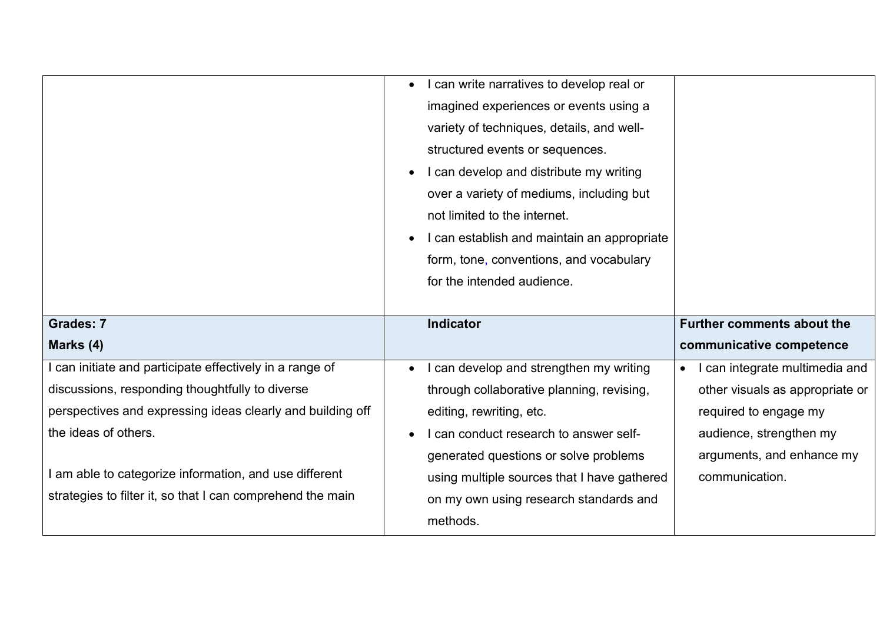|  |  |  |
|---|---|---|
|  | • I can write narratives to develop real or imagined experiences or events using a variety of techniques, details, and well-structured events or sequences.<br>• I can develop and distribute my writing over a variety of mediums, including but not limited to the internet.<br>• I can establish and maintain an appropriate form, tone, conventions, and vocabulary for the intended audience. |  |
| **Grades: 7**<br>**Marks (4)** | **Indicator** | **Further comments about the communicative competence** |
| I can initiate and participate effectively in a range of discussions, responding thoughtfully to diverse perspectives and expressing ideas clearly and building off the ideas of others.<br><br>I am able to categorize information, and use different strategies to filter it, so that I can comprehend the main | • I can develop and strengthen my writing through collaborative planning, revising, editing, rewriting, etc.<br>• I can conduct research to answer self-generated questions or solve problems using multiple sources that I have gathered on my own using research standards and methods. | • I can integrate multimedia and other visuals as appropriate or required to engage my audience, strengthen my arguments, and enhance my communication. |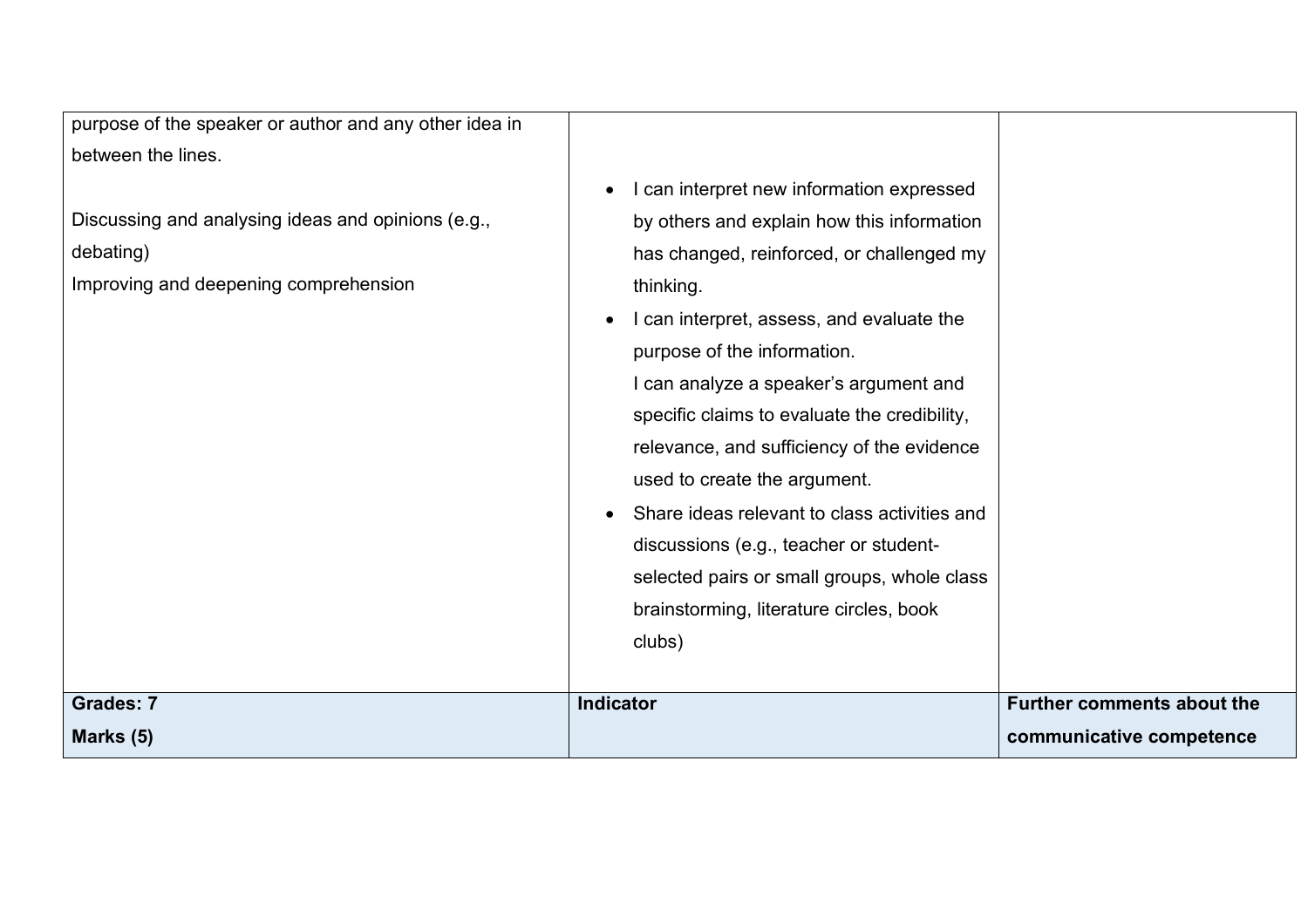| | | |
|---|---|---|
| purpose of the speaker or author and any other idea in between the lines.<br><br>Discussing and analysing ideas and opinions (e.g., debating)<br>Improving and deepening comprehension | • I can interpret new information expressed by others and explain how this information has changed, reinforced, or challenged my thinking.<br>• I can interpret, assess, and evaluate the purpose of the information.<br>I can analyze a speaker's argument and specific claims to evaluate the credibility, relevance, and sufficiency of the evidence used to create the argument.<br>• Share ideas relevant to class activities and discussions (e.g., teacher or student-selected pairs or small groups, whole class brainstorming, literature circles, book clubs) | |
| **Grades: 7**<br>**Marks (5)** | **Indicator** | **Further comments about the communicative competence** |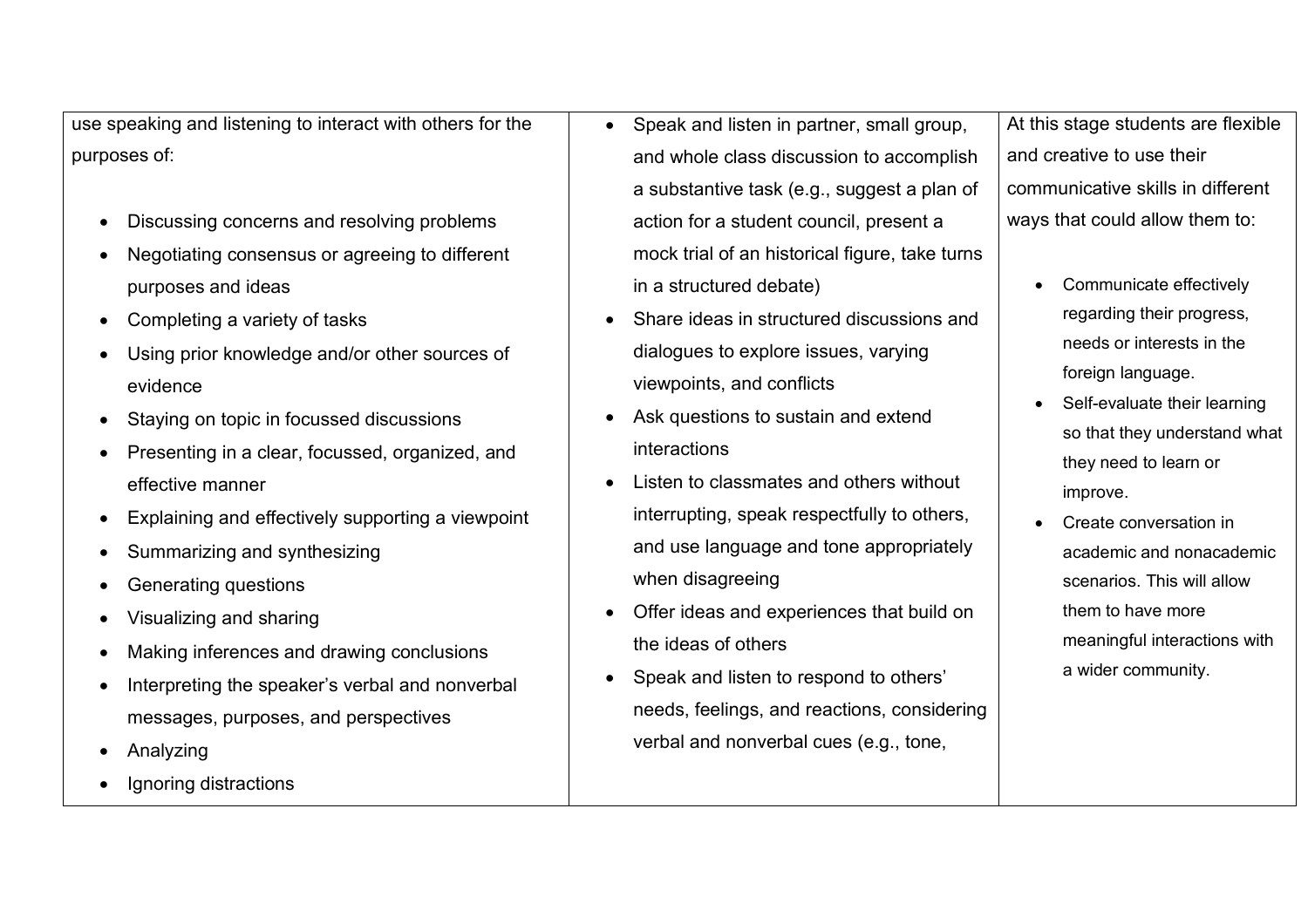| use speaking and listening to interact with others for the purposes of:<br><br>• Discussing concerns and resolving problems<br>• Negotiating consensus or agreeing to different purposes and ideas<br>• Completing a variety of tasks<br>• Using prior knowledge and/or other sources of evidence<br>• Staying on topic in focussed discussions<br>• Presenting in a clear, focussed, organized, and effective manner<br>• Explaining and effectively supporting a viewpoint<br>• Summarizing and synthesizing<br>• Generating questions<br>• Visualizing and sharing<br>• Making inferences and drawing conclusions<br>• Interpreting the speaker's verbal and nonverbal messages, purposes, and perspectives<br>• Analyzing<br>• Ignoring distractions | • Speak and listen in partner, small group, and whole class discussion to accomplish a substantive task (e.g., suggest a plan of action for a student council, present a mock trial of an historical figure, take turns in a structured debate)<br>• Share ideas in structured discussions and dialogues to explore issues, varying viewpoints, and conflicts<br>• Ask questions to sustain and extend interactions<br>• Listen to classmates and others without interrupting, speak respectfully to others, and use language and tone appropriately when disagreeing<br>• Offer ideas and experiences that build on the ideas of others<br>• Speak and listen to respond to others' needs, feelings, and reactions, considering verbal and nonverbal cues (e.g., tone, | At this stage students are flexible and creative to use their communicative skills in different ways that could allow them to:<br><br>• Communicate effectively regarding their progress, needs or interests in the foreign language.<br>• Self-evaluate their learning so that they understand what they need to learn or improve.<br>• Create conversation in academic and nonacademic scenarios. This will allow them to have more meaningful interactions with a wider community. |
|---|---|---|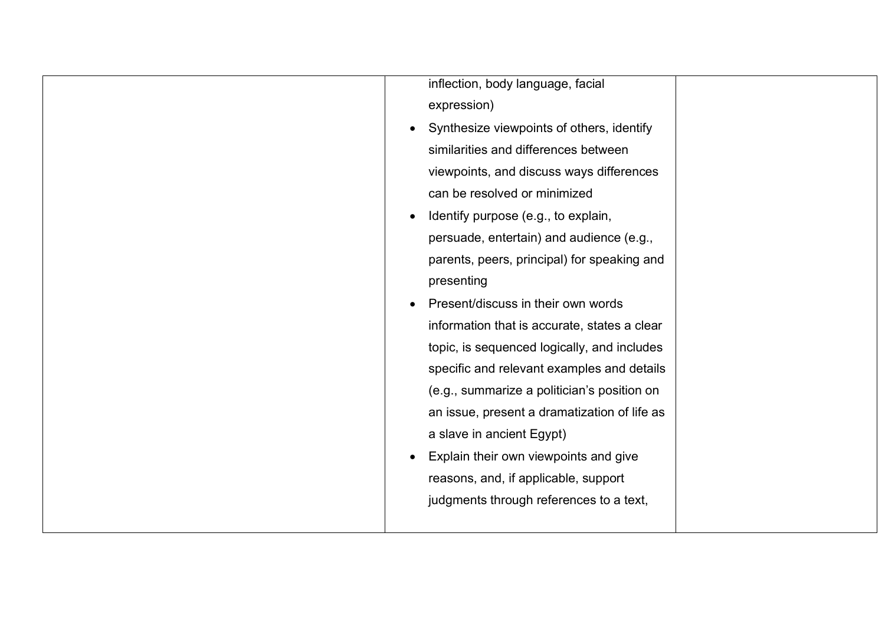|  |  |  |
| --- | --- | --- |
|  | inflection, body language, facial expression)<br>• Synthesize viewpoints of others, identify similarities and differences between viewpoints, and discuss ways differences can be resolved or minimized<br>• Identify purpose (e.g., to explain, persuade, entertain) and audience (e.g., parents, peers, principal) for speaking and presenting<br>• Present/discuss in their own words information that is accurate, states a clear topic, is sequenced logically, and includes specific and relevant examples and details (e.g., summarize a politician's position on an issue, present a dramatization of life as a slave in ancient Egypt)<br>• Explain their own viewpoints and give reasons, and, if applicable, support judgments through references to a text, |  |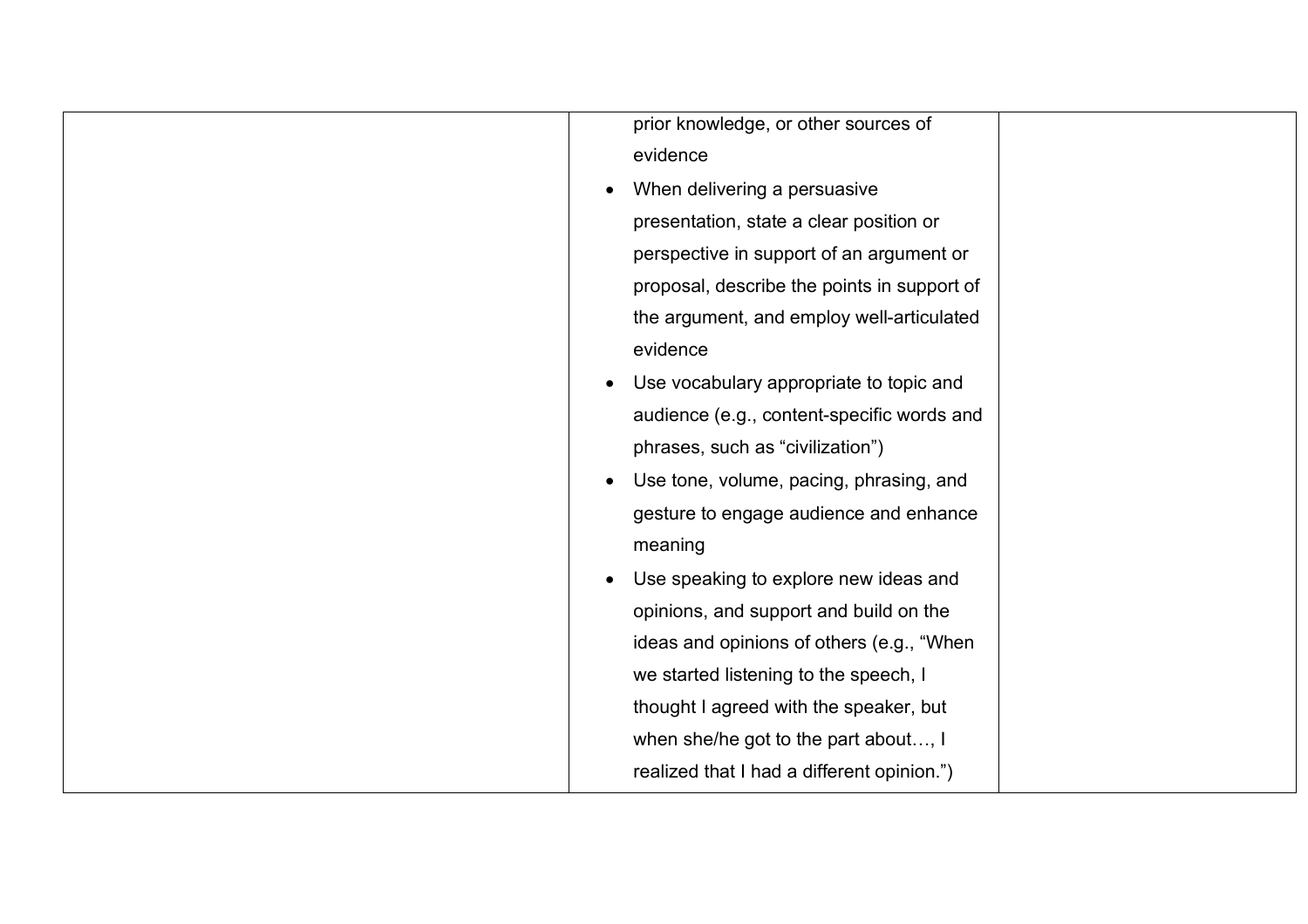|  | prior knowledge, or other sources of evidence<br>• When delivering a persuasive presentation, state a clear position or perspective in support of an argument or proposal, describe the points in support of the argument, and employ well-articulated evidence<br>• Use vocabulary appropriate to topic and audience (e.g., content-specific words and phrases, such as “civilization”)<br>• Use tone, volume, pacing, phrasing, and gesture to engage audience and enhance meaning<br>• Use speaking to explore new ideas and opinions, and support and build on the ideas and opinions of others (e.g., “When we started listening to the speech, I thought I agreed with the speaker, but when she/he got to the part about…, I realized that I had a different opinion.”) |  |
|---|---|---|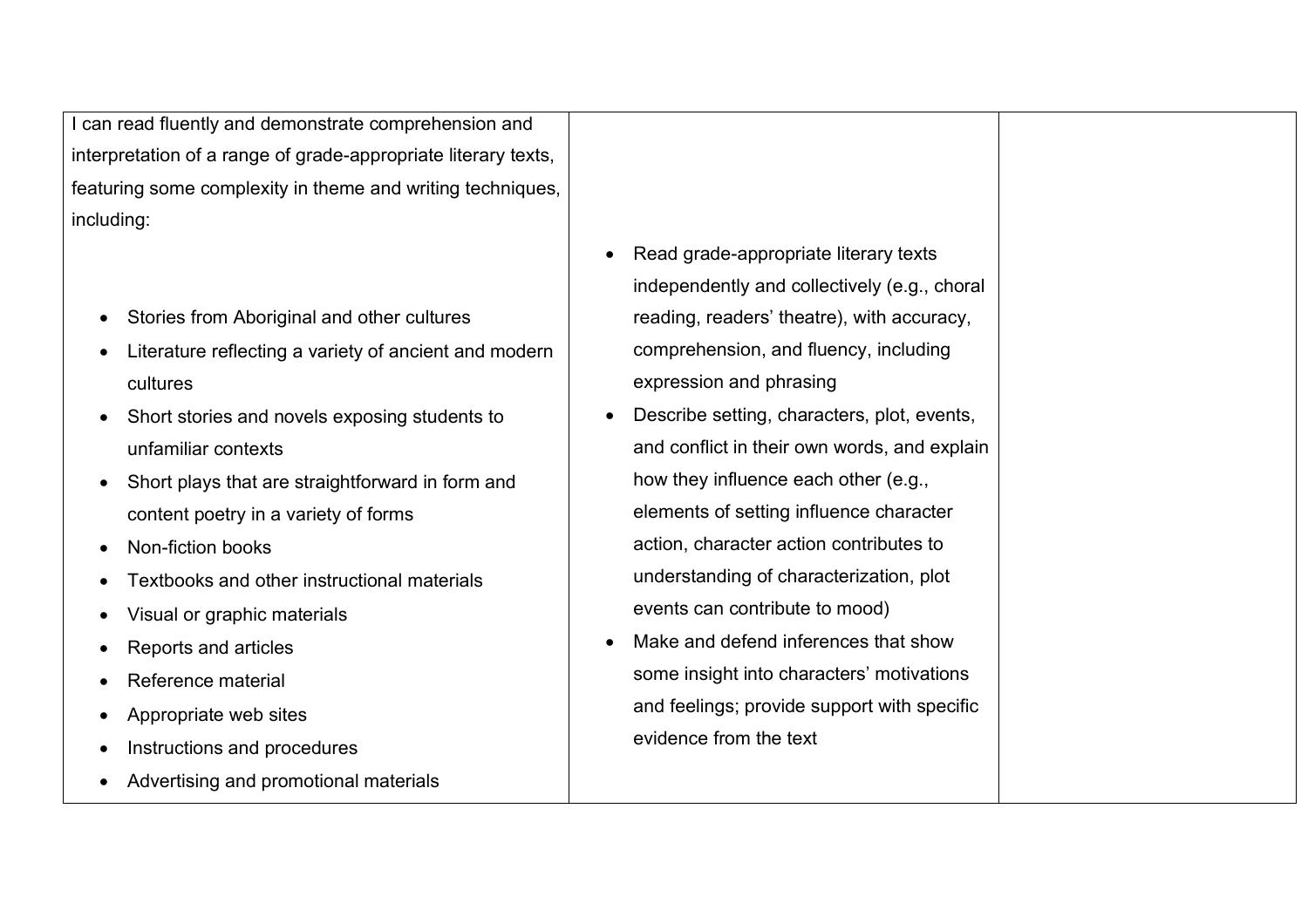| | | |
|---|---|---|
| I can read fluently and demonstrate comprehension and interpretation of a range of grade-appropriate literary texts, featuring some complexity in theme and writing techniques, including:<br><br>• Stories from Aboriginal and other cultures<br>• Literature reflecting a variety of ancient and modern cultures<br>• Short stories and novels exposing students to unfamiliar contexts<br>• Short plays that are straightforward in form and content poetry in a variety of forms<br>• Non-fiction books<br>• Textbooks and other instructional materials<br>• Visual or graphic materials<br>• Reports and articles<br>• Reference material<br>• Appropriate web sites<br>• Instructions and procedures<br>• Advertising and promotional materials | • Read grade-appropriate literary texts independently and collectively (e.g., choral reading, readers' theatre), with accuracy, comprehension, and fluency, including expression and phrasing<br>• Describe setting, characters, plot, events, and conflict in their own words, and explain how they influence each other (e.g., elements of setting influence character action, character action contributes to understanding of characterization, plot events can contribute to mood)<br>• Make and defend inferences that show some insight into characters' motivations and feelings; provide support with specific evidence from the text | |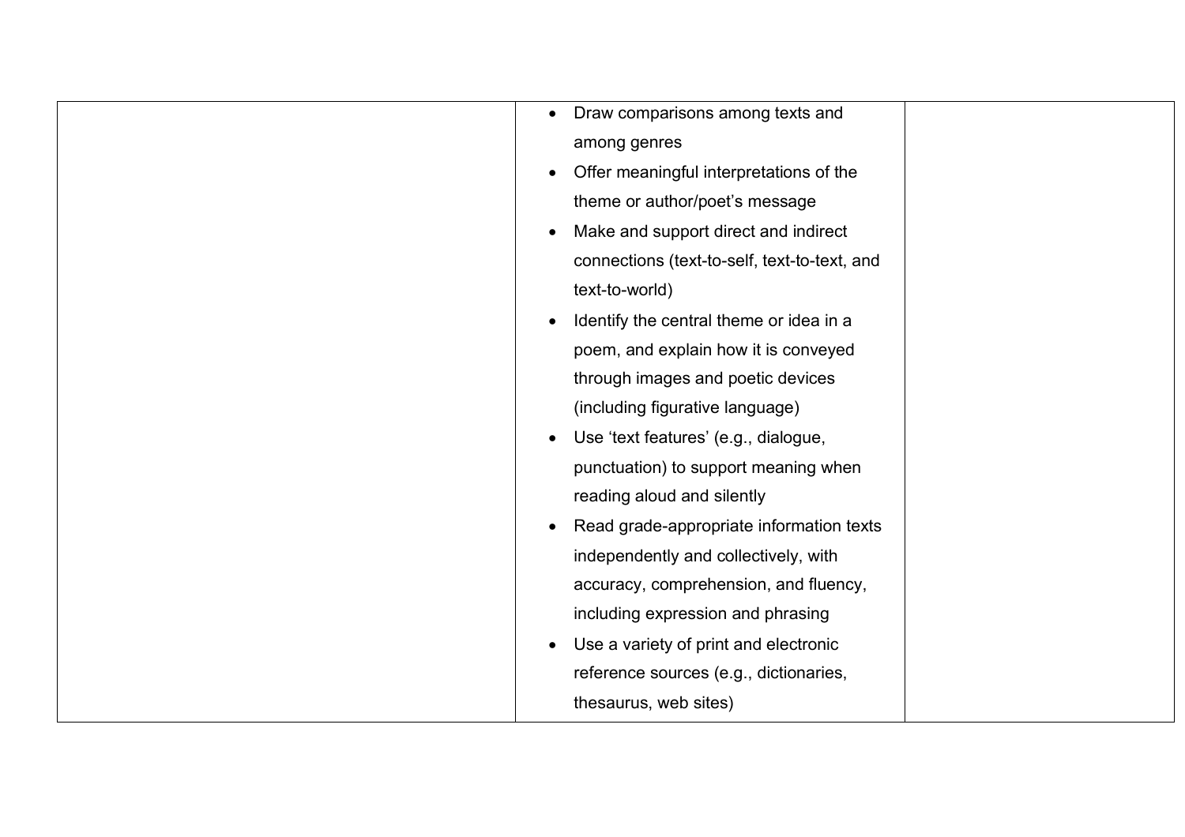|  | <ul><li>Draw comparisons among texts and among genres</li><li>Offer meaningful interpretations of the theme or author/poet's message</li><li>Make and support direct and indirect connections (text-to-self, text-to-text, and text-to-world)</li><li>Identify the central theme or idea in a poem, and explain how it is conveyed through images and poetic devices (including figurative language)</li><li>Use 'text features' (e.g., dialogue, punctuation) to support meaning when reading aloud and silently</li><li>Read grade-appropriate information texts independently and collectively, with accuracy, comprehension, and fluency, including expression and phrasing</li><li>Use a variety of print and electronic reference sources (e.g., dictionaries, thesaurus, web sites)</li></ul> |  |
|---|---|---|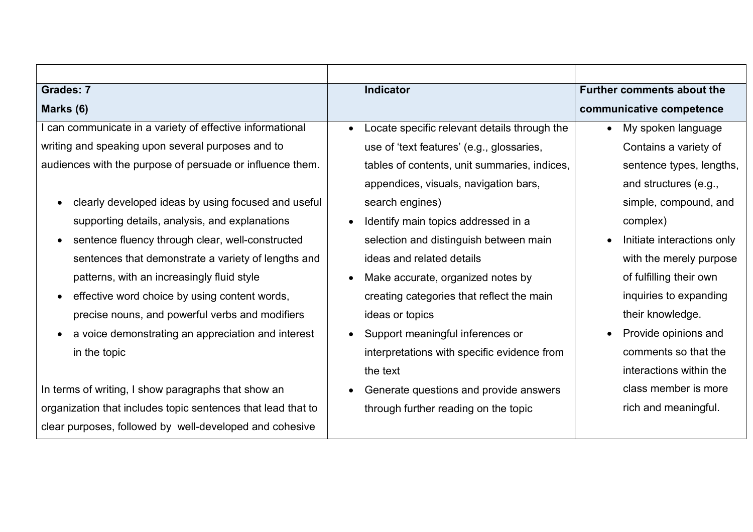|  |  |  |
|---|---|---|
| **Grades: 7**<br>**Marks (6)** | **Indicator** | **Further comments about the communicative competence** |
| I can communicate in a variety of effective informational writing and speaking upon several purposes and to audiences with the purpose of persuade or influence them.<br><br>• clearly developed ideas by using focused and useful supporting details, analysis, and explanations<br>• sentence fluency through clear, well-constructed sentences that demonstrate a variety of lengths and patterns, with an increasingly fluid style<br>• effective word choice by using content words, precise nouns, and powerful verbs and modifiers<br>• a voice demonstrating an appreciation and interest in the topic<br><br>In terms of writing, I show paragraphs that show an organization that includes topic sentences that lead that to clear purposes, followed by well-developed and cohesive | • Locate specific relevant details through the use of 'text features' (e.g., glossaries, tables of contents, unit summaries, indices, appendices, visuals, navigation bars, search engines)<br>• Identify main topics addressed in a selection and distinguish between main ideas and related details<br>• Make accurate, organized notes by creating categories that reflect the main ideas or topics<br>• Support meaningful inferences or interpretations with specific evidence from the text<br>• Generate questions and provide answers through further reading on the topic | • My spoken language Contains a variety of sentence types, lengths, and structures (e.g., simple, compound, and complex)<br>• Initiate interactions only with the merely purpose of fulfilling their own inquiries to expanding their knowledge.<br>• Provide opinions and comments so that the interactions within the class member is more rich and meaningful. |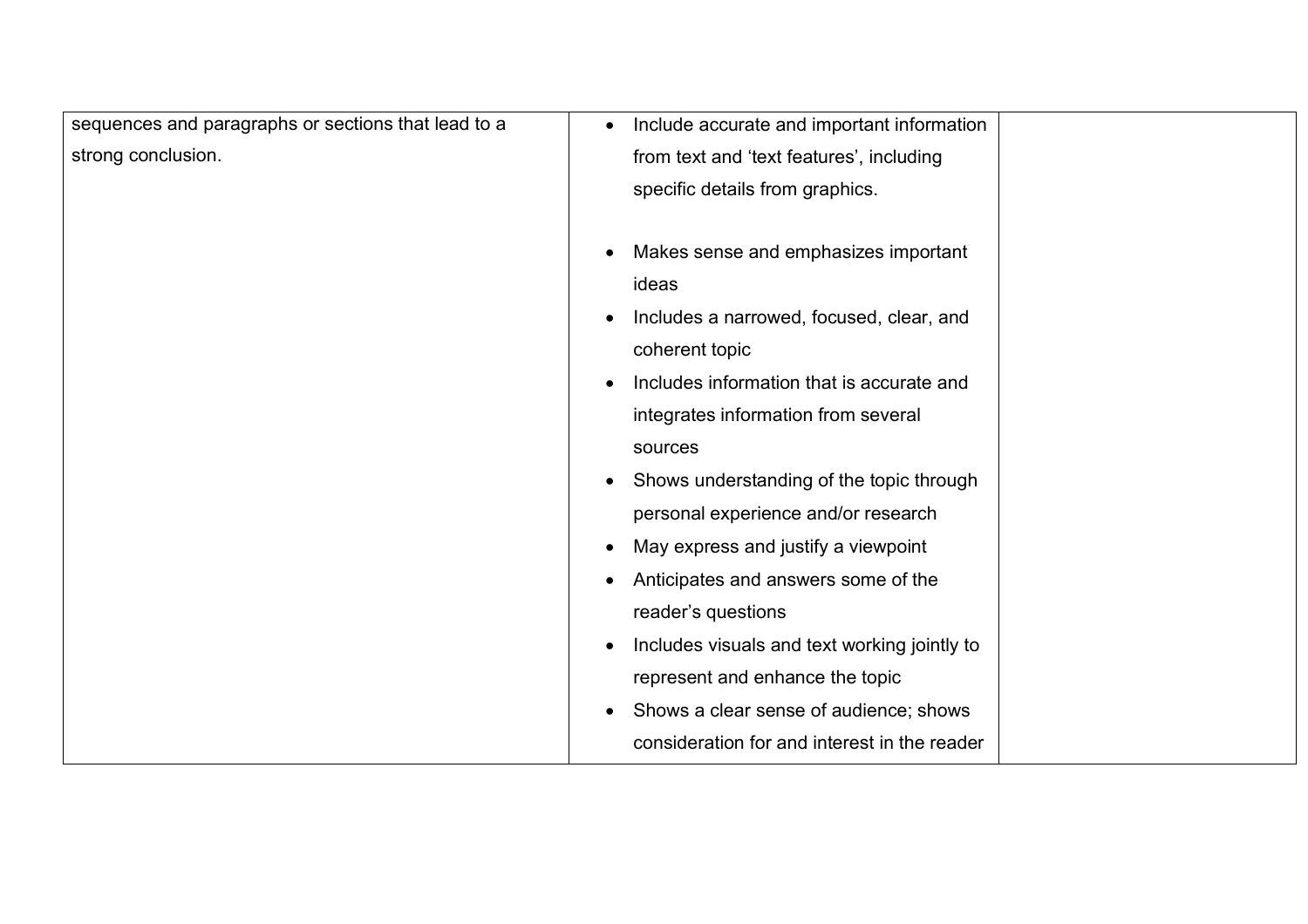| | | |
|---|---|---|
| sequences and paragraphs or sections that lead to a strong conclusion. | • Include accurate and important information from text and 'text features', including specific details from graphics.<br><br>• Makes sense and emphasizes important ideas<br>• Includes a narrowed, focused, clear, and coherent topic<br>• Includes information that is accurate and integrates information from several sources<br>• Shows understanding of the topic through personal experience and/or research<br>• May express and justify a viewpoint<br>• Anticipates and answers some of the reader's questions<br>• Includes visuals and text working jointly to represent and enhance the topic<br>• Shows a clear sense of audience; shows consideration for and interest in the reader | |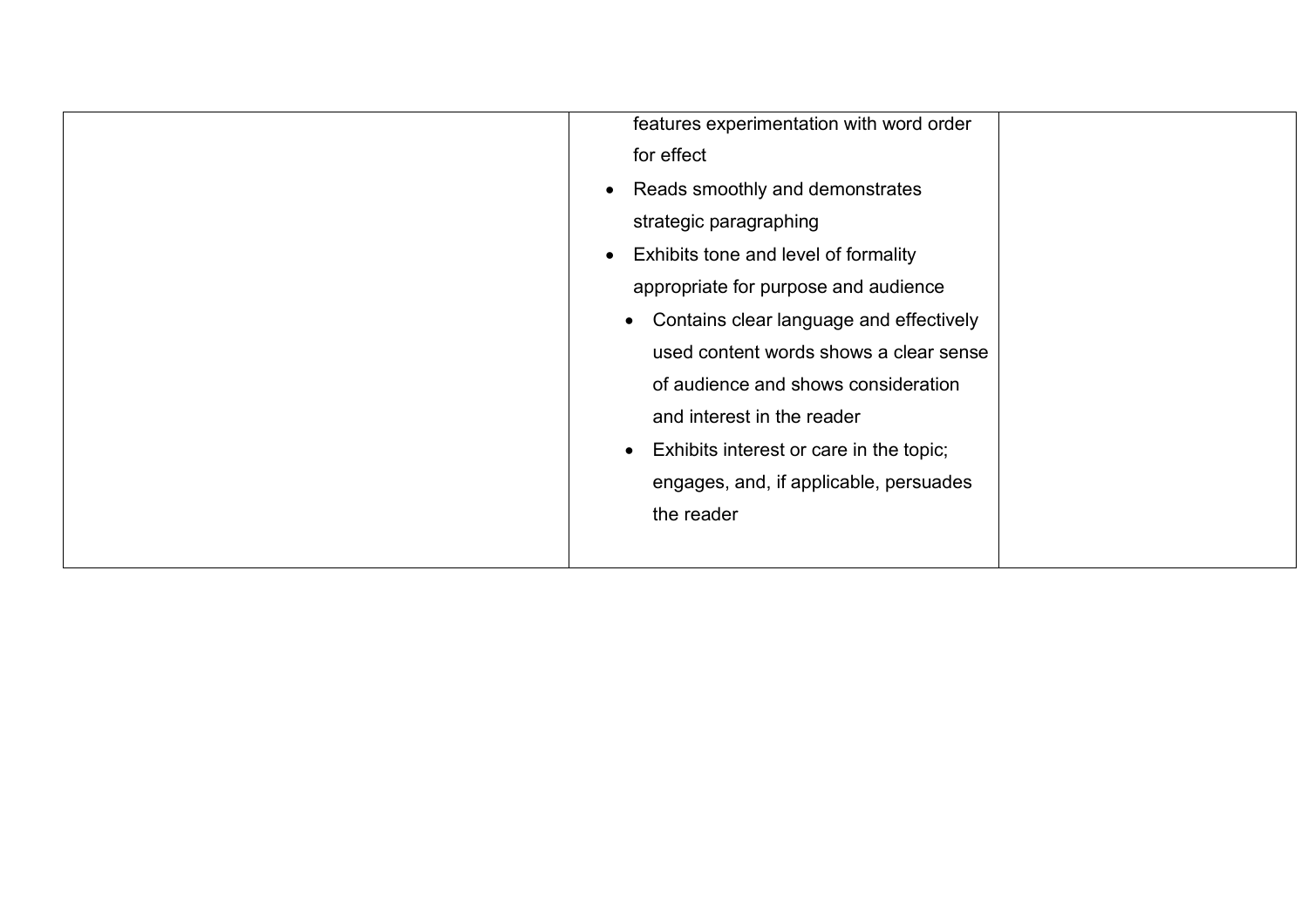| | | |
|---|---|---|
| | features experimentation with word order for effect<br>• Reads smoothly and demonstrates strategic paragraphing<br>• Exhibits tone and level of formality appropriate for purpose and audience<br>• Contains clear language and effectively used content words shows a clear sense of audience and shows consideration and interest in the reader<br>• Exhibits interest or care in the topic; engages, and, if applicable, persuades the reader | |